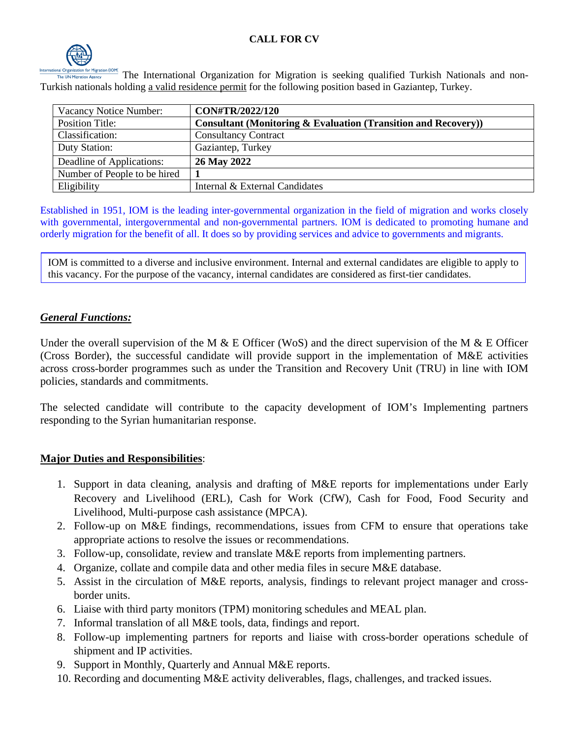**CALL FOR CV**

The International Organization for Migration is seeking qualified Turkish Nationals and non-Turkish nationals holding a valid residence permit for the following position based in Gaziantep, Turkey.

| Vacancy Notice Number: | **CON#TR/2022/120** |
|---|---|
| Position Title: | **Consultant (Monitoring & Evaluation (Transition and Recovery))** |
| Classification: | Consultancy Contract |
| Duty Station: | Gaziantep, Turkey |
| Deadline of Applications: | **26 May 2022** |
| Number of People to be hired | **1** |
| Eligibility | Internal & External Candidates |

Established in 1951, IOM is the leading inter-governmental organization in the field of migration and works closely with governmental, intergovernmental and non-governmental partners. IOM is dedicated to promoting humane and orderly migration for the benefit of all. It does so by providing services and advice to governments and migrants.

IOM is committed to a diverse and inclusive environment. Internal and external candidates are eligible to apply to this vacancy. For the purpose of the vacancy, internal candidates are considered as first-tier candidates.

## ***General Functions:***

Under the overall supervision of the M & E Officer (WoS) and the direct supervision of the M & E Officer (Cross Border), the successful candidate will provide support in the implementation of M&E activities across cross-border programmes such as under the Transition and Recovery Unit (TRU) in line with IOM policies, standards and commitments.

The selected candidate will contribute to the capacity development of IOM's Implementing partners responding to the Syrian humanitarian response.

## **Major Duties and Responsibilities**:

1. Support in data cleaning, analysis and drafting of M&E reports for implementations under Early Recovery and Livelihood (ERL), Cash for Work (CfW), Cash for Food, Food Security and Livelihood, Multi-purpose cash assistance (MPCA).
2. Follow-up on M&E findings, recommendations, issues from CFM to ensure that operations take appropriate actions to resolve the issues or recommendations.
3. Follow-up, consolidate, review and translate M&E reports from implementing partners.
4. Organize, collate and compile data and other media files in secure M&E database.
5. Assist in the circulation of M&E reports, analysis, findings to relevant project manager and cross-border units.
6. Liaise with third party monitors (TPM) monitoring schedules and MEAL plan.
7. Informal translation of all M&E tools, data, findings and report.
8. Follow-up implementing partners for reports and liaise with cross-border operations schedule of shipment and IP activities.
9. Support in Monthly, Quarterly and Annual M&E reports.
10. Recording and documenting M&E activity deliverables, flags, challenges, and tracked issues.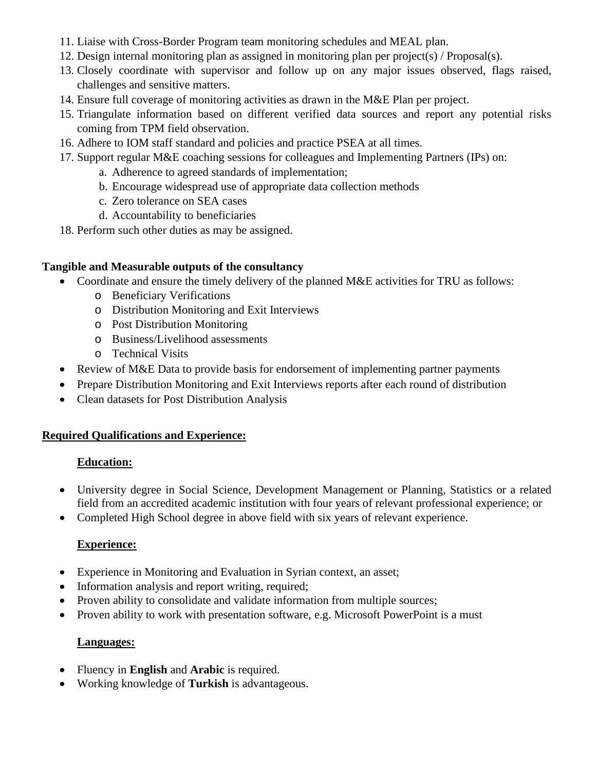11. Liaise with Cross-Border Program team monitoring schedules and MEAL plan.
12. Design internal monitoring plan as assigned in monitoring plan per project(s) / Proposal(s).
13. Closely coordinate with supervisor and follow up on any major issues observed, flags raised, challenges and sensitive matters.
14. Ensure full coverage of monitoring activities as drawn in the M&E Plan per project.
15. Triangulate information based on different verified data sources and report any potential risks coming from TPM field observation.
16. Adhere to IOM staff standard and policies and practice PSEA at all times.
17. Support regular M&E coaching sessions for colleagues and Implementing Partners (IPs) on:
    a. Adherence to agreed standards of implementation;
    b. Encourage widespread use of appropriate data collection methods
    c. Zero tolerance on SEA cases
    d. Accountability to beneficiaries
18. Perform such other duties as may be assigned.

**Tangible and Measurable outputs of the consultancy**

- Coordinate and ensure the timely delivery of the planned M&E activities for TRU as follows:
    - Beneficiary Verifications
    - Distribution Monitoring and Exit Interviews
    - Post Distribution Monitoring
    - Business/Livelihood assessments
    - Technical Visits
- Review of M&E Data to provide basis for endorsement of implementing partner payments
- Prepare Distribution Monitoring and Exit Interviews reports after each round of distribution
- Clean datasets for Post Distribution Analysis

**Required Qualifications and Experience:**

**Education:**

- University degree in Social Science, Development Management or Planning, Statistics or a related field from an accredited academic institution with four years of relevant professional experience; or
- Completed High School degree in above field with six years of relevant experience.

**Experience:**

- Experience in Monitoring and Evaluation in Syrian context, an asset;
- Information analysis and report writing, required;
- Proven ability to consolidate and validate information from multiple sources;
- Proven ability to work with presentation software, e.g. Microsoft PowerPoint is a must

**Languages:**

- Fluency in **English** and **Arabic** is required.
- Working knowledge of **Turkish** is advantageous.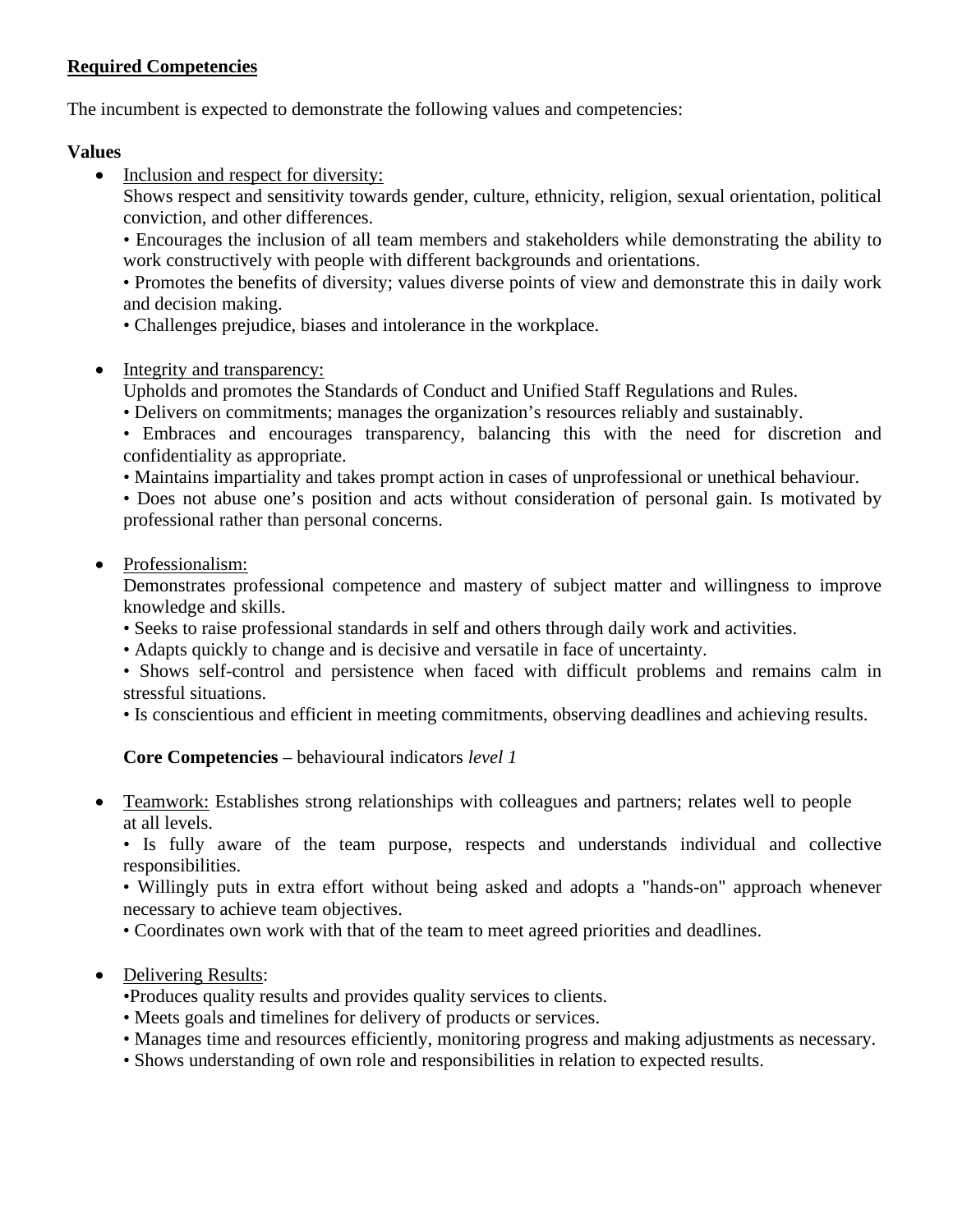**<u>Required Competencies</u>**

The incumbent is expected to demonstrate the following values and competencies:

**Values**

- <u>Inclusion and respect for diversity:</u>
  Shows respect and sensitivity towards gender, culture, ethnicity, religion, sexual orientation, political conviction, and other differences.
  • Encourages the inclusion of all team members and stakeholders while demonstrating the ability to work constructively with people with different backgrounds and orientations.
  • Promotes the benefits of diversity; values diverse points of view and demonstrate this in daily work and decision making.
  • Challenges prejudice, biases and intolerance in the workplace.

- <u>Integrity and transparency:</u>
  Upholds and promotes the Standards of Conduct and Unified Staff Regulations and Rules.
  • Delivers on commitments; manages the organization's resources reliably and sustainably.
  • Embraces and encourages transparency, balancing this with the need for discretion and confidentiality as appropriate.
  • Maintains impartiality and takes prompt action in cases of unprofessional or unethical behaviour.
  • Does not abuse one's position and acts without consideration of personal gain. Is motivated by professional rather than personal concerns.

- <u>Professionalism:</u>
  Demonstrates professional competence and mastery of subject matter and willingness to improve knowledge and skills.
  • Seeks to raise professional standards in self and others through daily work and activities.
  • Adapts quickly to change and is decisive and versatile in face of uncertainty.
  • Shows self-control and persistence when faced with difficult problems and remains calm in stressful situations.
  • Is conscientious and efficient in meeting commitments, observing deadlines and achieving results.

  **Core Competencies** – behavioural indicators *level 1*

- <u>Teamwork:</u> Establishes strong relationships with colleagues and partners; relates well to people at all levels.
  • Is fully aware of the team purpose, respects and understands individual and collective responsibilities.
  • Willingly puts in extra effort without being asked and adopts a "hands-on" approach whenever necessary to achieve team objectives.
  • Coordinates own work with that of the team to meet agreed priorities and deadlines.

- <u>Delivering Results</u>:
  •Produces quality results and provides quality services to clients.
  • Meets goals and timelines for delivery of products or services.
  • Manages time and resources efficiently, monitoring progress and making adjustments as necessary.
  • Shows understanding of own role and responsibilities in relation to expected results.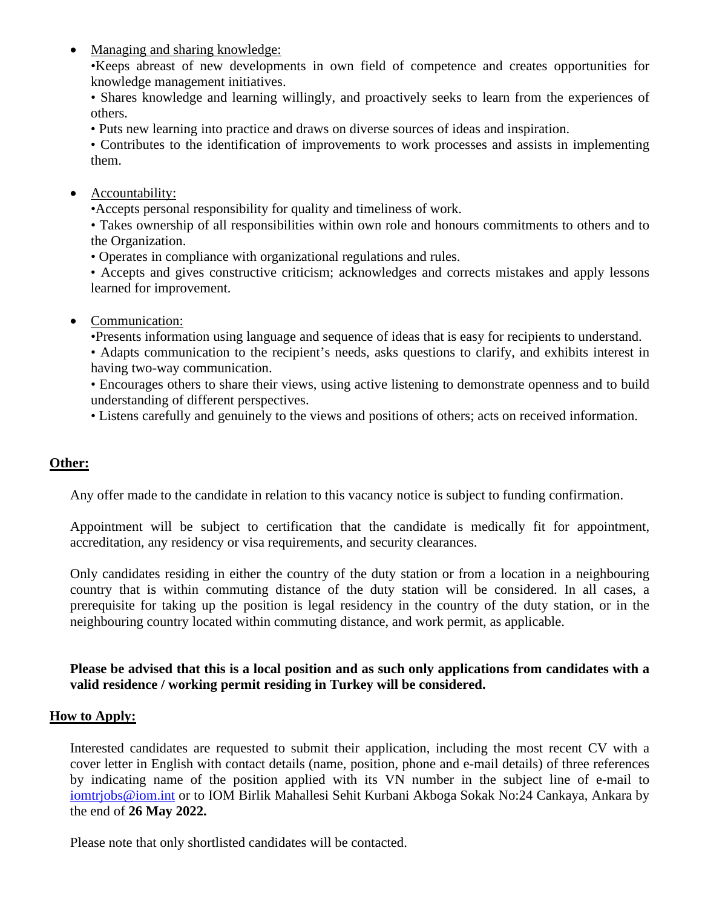- Managing and sharing knowledge:
  •Keeps abreast of new developments in own field of competence and creates opportunities for knowledge management initiatives.
  • Shares knowledge and learning willingly, and proactively seeks to learn from the experiences of others.
  • Puts new learning into practice and draws on diverse sources of ideas and inspiration.
  • Contributes to the identification of improvements to work processes and assists in implementing them.

- Accountability:
  •Accepts personal responsibility for quality and timeliness of work.
  • Takes ownership of all responsibilities within own role and honours commitments to others and to the Organization.
  • Operates in compliance with organizational regulations and rules.
  • Accepts and gives constructive criticism; acknowledges and corrects mistakes and apply lessons learned for improvement.

- Communication:
  •Presents information using language and sequence of ideas that is easy for recipients to understand.
  • Adapts communication to the recipient's needs, asks questions to clarify, and exhibits interest in having two-way communication.
  • Encourages others to share their views, using active listening to demonstrate openness and to build understanding of different perspectives.
  • Listens carefully and genuinely to the views and positions of others; acts on received information.

## Other:

Any offer made to the candidate in relation to this vacancy notice is subject to funding confirmation.

Appointment will be subject to certification that the candidate is medically fit for appointment, accreditation, any residency or visa requirements, and security clearances.

Only candidates residing in either the country of the duty station or from a location in a neighbouring country that is within commuting distance of the duty station will be considered. In all cases, a prerequisite for taking up the position is legal residency in the country of the duty station, or in the neighbouring country located within commuting distance, and work permit, as applicable.

**Please be advised that this is a local position and as such only applications from candidates with a valid residence / working permit residing in Turkey will be considered.**

## How to Apply:

Interested candidates are requested to submit their application, including the most recent CV with a cover letter in English with contact details (name, position, phone and e-mail details) of three references by indicating name of the position applied with its VN number in the subject line of e-mail to iomtrjobs@iom.int or to IOM Birlik Mahallesi Sehit Kurbani Akboga Sokak No:24 Cankaya, Ankara by the end of **26 May 2022.**

Please note that only shortlisted candidates will be contacted.